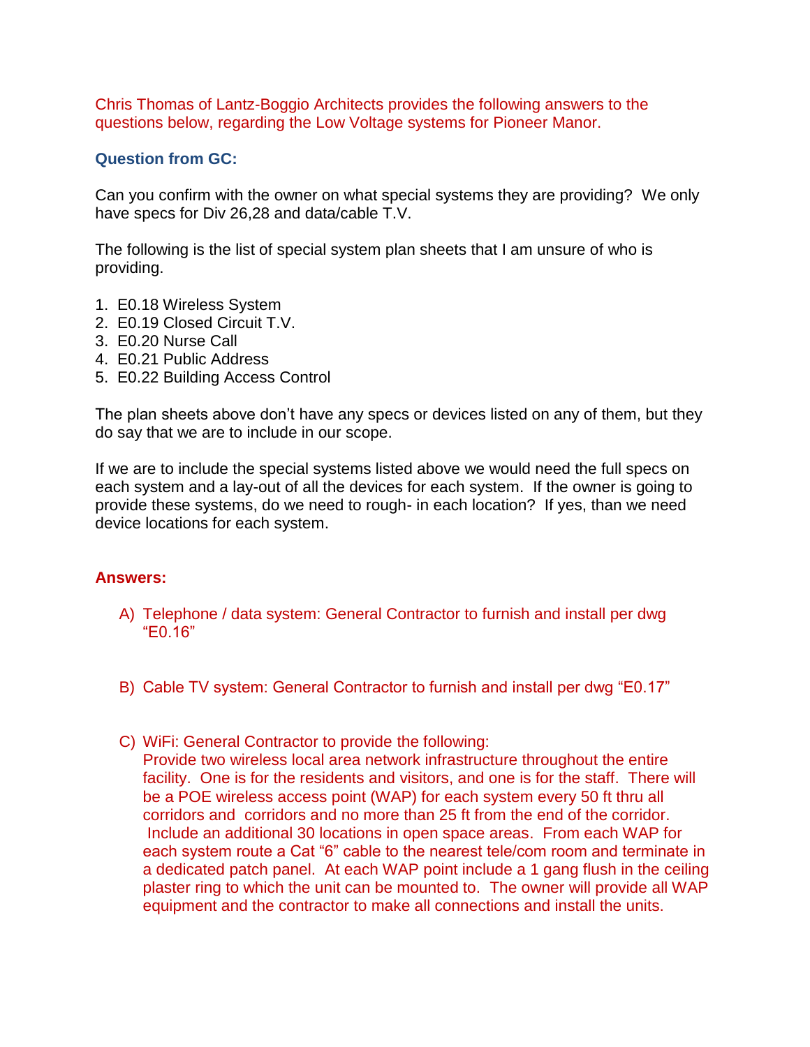Chris Thomas of Lantz-Boggio Architects provides the following answers to the questions below, regarding the Low Voltage systems for Pioneer Manor.

**Question from GC:**

Can you confirm with the owner on what special systems they are providing? We only have specs for Div 26,28 and data/cable T.V.

The following is the list of special system plan sheets that I am unsure of who is providing.

1. E0.18 Wireless System
2. E0.19 Closed Circuit T.V.
3. E0.20 Nurse Call
4. E0.21 Public Address
5. E0.22 Building Access Control

The plan sheets above don't have any specs or devices listed on any of them, but they do say that we are to include in our scope.

If we are to include the special systems listed above we would need the full specs on each system and a lay-out of all the devices for each system. If the owner is going to provide these systems, do we need to rough- in each location? If yes, than we need device locations for each system.

**Answers:**

A) Telephone / data system: General Contractor to furnish and install per dwg "E0.16"

B) Cable TV system: General Contractor to furnish and install per dwg "E0.17"

C) WiFi: General Contractor to provide the following:
Provide two wireless local area network infrastructure throughout the entire facility. One is for the residents and visitors, and one is for the staff. There will be a POE wireless access point (WAP) for each system every 50 ft thru all corridors and corridors and no more than 25 ft from the end of the corridor. Include an additional 30 locations in open space areas. From each WAP for each system route a Cat "6" cable to the nearest tele/com room and terminate in a dedicated patch panel. At each WAP point include a 1 gang flush in the ceiling plaster ring to which the unit can be mounted to. The owner will provide all WAP equipment and the contractor to make all connections and install the units.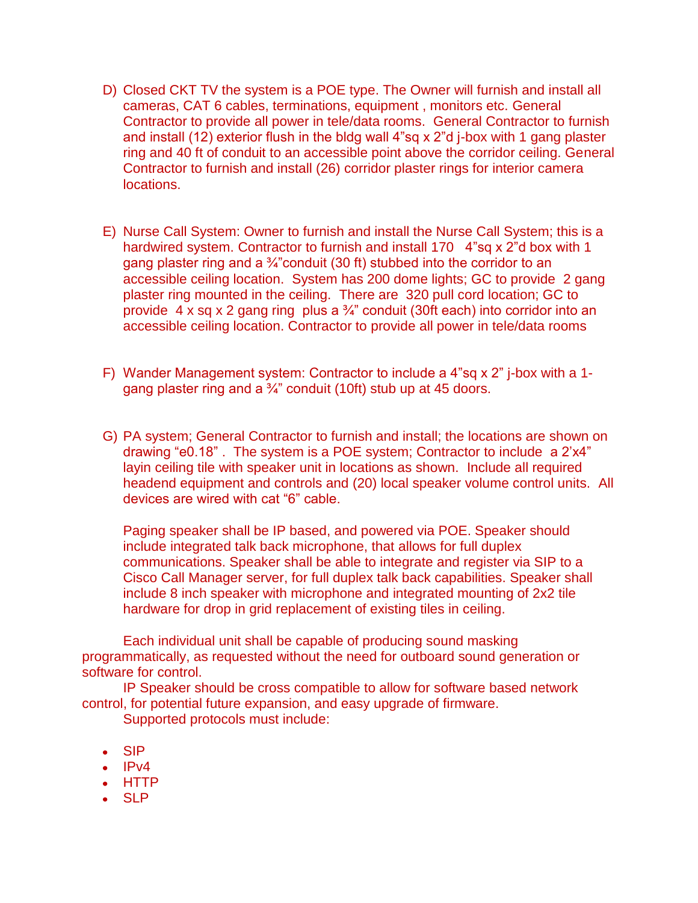D) Closed CKT TV the system is a POE type. The Owner will furnish and install all cameras, CAT 6 cables, terminations, equipment , monitors etc. General Contractor to provide all power in tele/data rooms.  General Contractor to furnish and install (12) exterior flush in the bldg wall 4"sq x 2"d j-box with 1 gang plaster ring and 40 ft of conduit to an accessible point above the corridor ceiling. General Contractor to furnish and install (26) corridor plaster rings for interior camera locations.

E) Nurse Call System: Owner to furnish and install the Nurse Call System; this is a hardwired system. Contractor to furnish and install 170   4"sq x 2"d box with 1 gang plaster ring and a ¾"conduit (30 ft) stubbed into the corridor to an accessible ceiling location.  System has 200 dome lights; GC to provide  2 gang plaster ring mounted in the ceiling.  There are  320 pull cord location; GC to provide  4 x sq x 2 gang ring  plus a ¾" conduit (30ft each) into corridor into an accessible ceiling location. Contractor to provide all power in tele/data rooms

F) Wander Management system: Contractor to include a 4"sq x 2" j-box with a 1-gang plaster ring and a ¾" conduit (10ft) stub up at 45 doors.

G) PA system; General Contractor to furnish and install; the locations are shown on drawing "e0.18" .  The system is a POE system; Contractor to include  a 2'x4" layin ceiling tile with speaker unit in locations as shown.  Include all required headend equipment and controls and (20) local speaker volume control units.  All devices are wired with cat "6" cable.

   Paging speaker shall be IP based, and powered via POE. Speaker should include integrated talk back microphone, that allows for full duplex communications. Speaker shall be able to integrate and register via SIP to a Cisco Call Manager server, for full duplex talk back capabilities. Speaker shall include 8 inch speaker with microphone and integrated mounting of 2x2 tile hardware for drop in grid replacement of existing tiles in ceiling.

Each individual unit shall be capable of producing sound masking programmatically, as requested without the need for outboard sound generation or software for control.

IP Speaker should be cross compatible to allow for software based network control, for potential future expansion, and easy upgrade of firmware.

Supported protocols must include:

- SIP
- IPv4
- HTTP
- SLP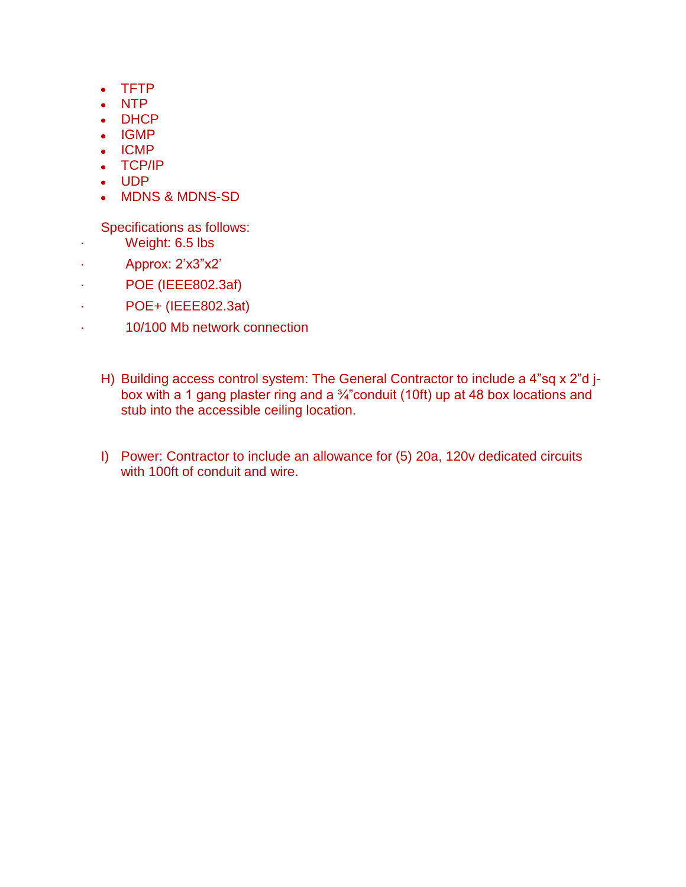- TFTP
- NTP
- DHCP
- IGMP
- ICMP
- TCP/IP
- UDP
- MDNS & MDNS-SD

Specifications as follows:

- Weight: 6.5 lbs
- Approx: 2’x3”x2’
- POE (IEEE802.3af)
- POE+ (IEEE802.3at)
- 10/100 Mb network connection

H) Building access control system: The General Contractor to include a 4”sq x 2”d j-box with a 1 gang plaster ring and a ¾”conduit (10ft) up at 48 box locations and stub into the accessible ceiling location.

I) Power: Contractor to include an allowance for (5) 20a, 120v dedicated circuits with 100ft of conduit and wire.